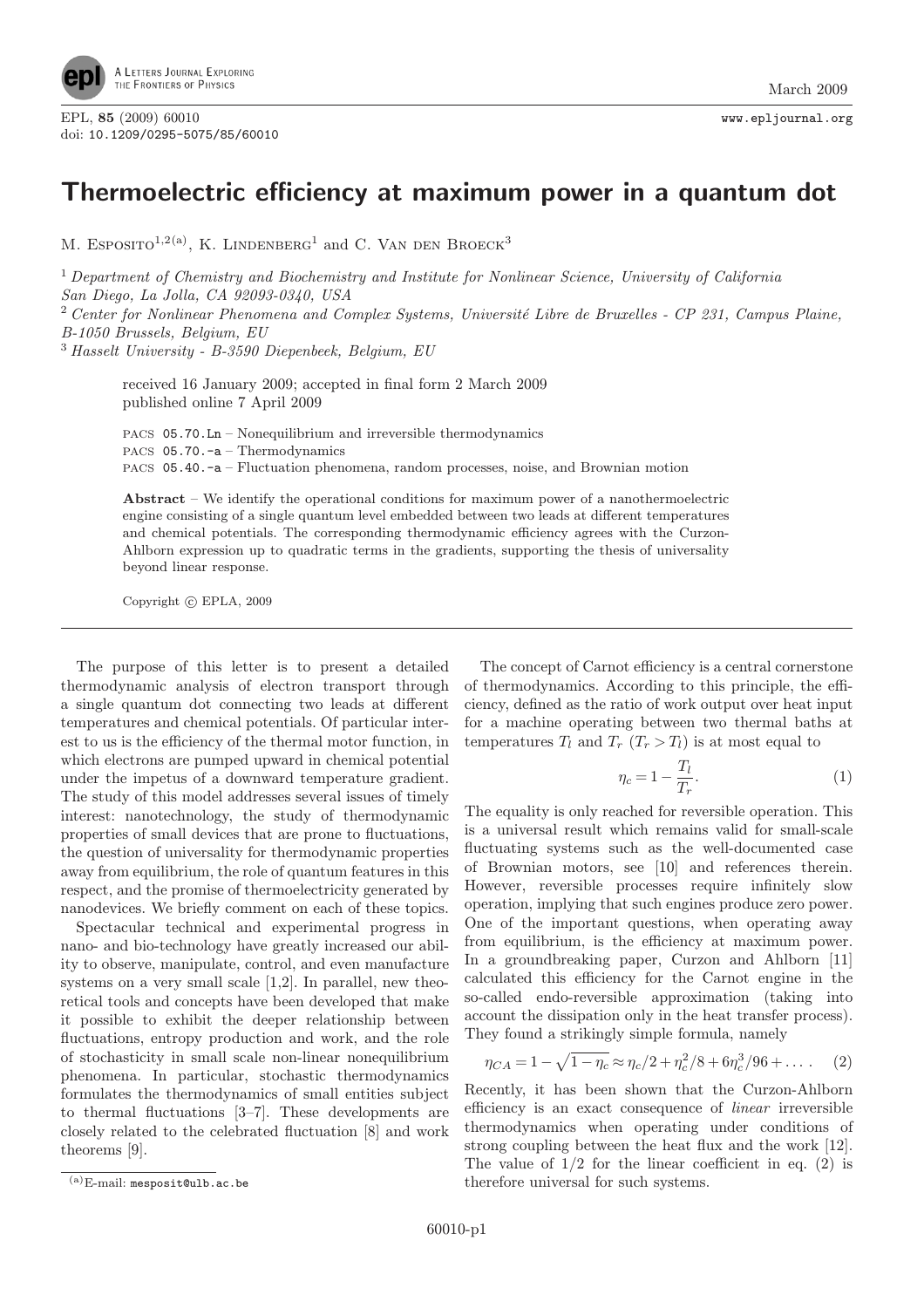# Thermoelectric efficiency at maximum power in a quantum dot

M. Esposito[1,2(a)], K. Lindenberg[1] and C. Van den Broeck[3]

[1] *Department of Chemistry and Biochemistry and Institute for Nonlinear Science, University of California San Diego, La Jolla, CA 92093-0340, USA*

[2] *Center for Nonlinear Phenomena and Complex Systems, Université Libre de Bruxelles - CP 231, Campus Plaine, B-1050 Brussels, Belgium, EU*

[3] *Hasselt University - B-3590 Diepenbeek, Belgium, EU*

received 16 January 2009; accepted in final form 2 March 2009
published online 7 April 2009

PACS 05.70.Ln – Nonequilibrium and irreversible thermodynamics
PACS 05.70.-a – Thermodynamics
PACS 05.40.-a – Fluctuation phenomena, random processes, noise, and Brownian motion

**Abstract** – We identify the operational conditions for maximum power of a nanothermoelectric engine consisting of a single quantum level embedded between two leads at different temperatures and chemical potentials. The corresponding thermodynamic efficiency agrees with the Curzon-Ahlborn expression up to quadratic terms in the gradients, supporting the thesis of universality beyond linear response.

Copyright © EPLA, 2009

The purpose of this letter is to present a detailed thermodynamic analysis of electron transport through a single quantum dot connecting two leads at different temperatures and chemical potentials. Of particular interest to us is the efficiency of the thermal motor function, in which electrons are pumped upward in chemical potential under the impetus of a downward temperature gradient. The study of this model addresses several issues of timely interest: nanotechnology, the study of thermodynamic properties of small devices that are prone to fluctuations, the question of universality for thermodynamic properties away from equilibrium, the role of quantum features in this respect, and the promise of thermoelectricity generated by nanodevices. We briefly comment on each of these topics.

Spectacular technical and experimental progress in nano- and bio-technology have greatly increased our ability to observe, manipulate, control, and even manufacture systems on a very small scale [1,2]. In parallel, new theoretical tools and concepts have been developed that make it possible to exhibit the deeper relationship between fluctuations, entropy production and work, and the role of stochasticity in small scale non-linear nonequilibrium phenomena. In particular, stochastic thermodynamics formulates the thermodynamics of small entities subject to thermal fluctuations [3–7]. These developments are closely related to the celebrated fluctuation [8] and work theorems [9].

The concept of Carnot efficiency is a central cornerstone of thermodynamics. According to this principle, the efficiency, defined as the ratio of work output over heat input for a machine operating between two thermal baths at temperatures $T_l$ and $T_r$ ($T_r > T_l$) is at most equal to

$$\eta_c = 1 - \frac{T_l}{T_r}. \tag{1}$$

The equality is only reached for reversible operation. This is a universal result which remains valid for small-scale fluctuating systems such as the well-documented case of Brownian motors, see [10] and references therein. However, reversible processes require infinitely slow operation, implying that such engines produce zero power. One of the important questions, when operating away from equilibrium, is the efficiency at maximum power. In a groundbreaking paper, Curzon and Ahlborn [11] calculated this efficiency for the Carnot engine in the so-called endo-reversible approximation (taking into account the dissipation only in the heat transfer process). They found a strikingly simple formula, namely

$$\eta_{CA} = 1 - \sqrt{1-\eta_c} \approx \eta_c/2 + \eta_c^2/8 + 6\eta_c^3/96 + \dots. \tag{2}$$

Recently, it has been shown that the Curzon-Ahlborn efficiency is an exact consequence of *linear* irreversible thermodynamics when operating under conditions of strong coupling between the heat flux and the work [12]. The value of $1/2$ for the linear coefficient in eq. (2) is therefore universal for such systems.

(a) E-mail: mesposit@ulb.ac.be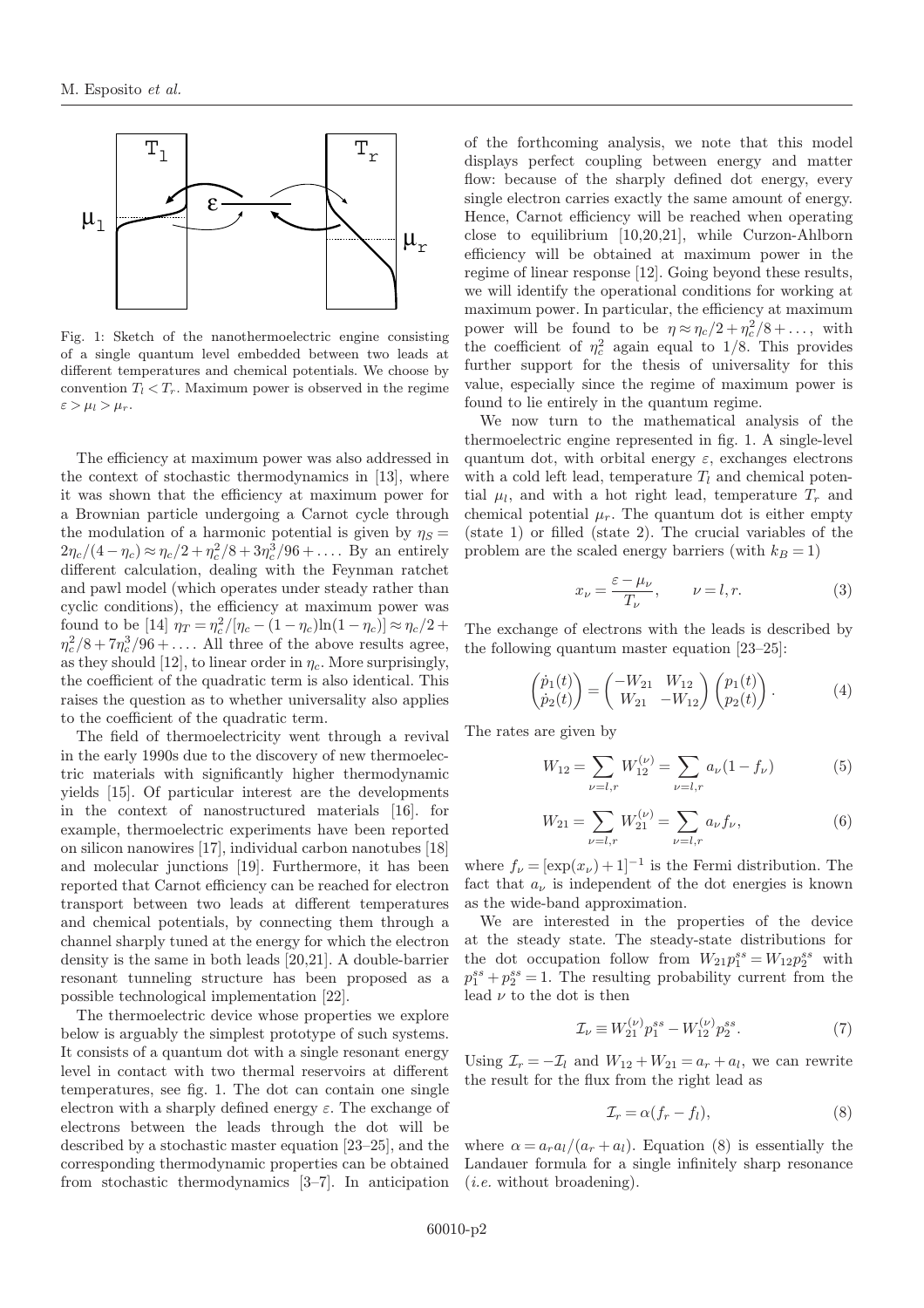Fig. 1: Sketch of the nanothermoelectric engine consisting of a single quantum level embedded between two leads at different temperatures and chemical potentials. We choose by convention $T_l < T_r$. Maximum power is observed in the regime $\varepsilon > \mu_l > \mu_r$.

The efficiency at maximum power was also addressed in the context of stochastic thermodynamics in [13], where it was shown that the efficiency at maximum power for a Brownian particle undergoing a Carnot cycle through the modulation of a harmonic potential is given by $\eta_S = 2\eta_c/(4-\eta_c) \approx \eta_c/2 + \eta_c^2/8 + 3\eta_c^3/96 + \ldots$. By an entirely different calculation, dealing with the Feynman ratchet and pawl model (which operates under steady rather than cyclic conditions), the efficiency at maximum power was found to be [14] $\eta_T = \eta_c^2/[\eta_c - (1-\eta_c)\ln(1-\eta_c)] \approx \eta_c/2 + \eta_c^2/8 + 7\eta_c^3/96 + \ldots$. All three of the above results agree, as they should [12], to linear order in $\eta_c$. More surprisingly, the coefficient of the quadratic term is also identical. This raises the question as to whether universality also applies to the coefficient of the quadratic term.

The field of thermoelectricity went through a revival in the early 1990s due to the discovery of new thermoelectric materials with significantly higher thermodynamic yields [15]. Of particular interest are the developments in the context of nanostructured materials [16]. for example, thermoelectric experiments have been reported on silicon nanowires [17], individual carbon nanotubes [18] and molecular junctions [19]. Furthermore, it has been reported that Carnot efficiency can be reached for electron transport between two leads at different temperatures and chemical potentials, by connecting them through a channel sharply tuned at the energy for which the electron density is the same in both leads [20,21]. A double-barrier resonant tunneling structure has been proposed as a possible technological implementation [22].

The thermoelectric device whose properties we explore below is arguably the simplest prototype of such systems. It consists of a quantum dot with a single resonant energy level in contact with two thermal reservoirs at different temperatures, see fig. 1. The dot can contain one single electron with a sharply defined energy $\varepsilon$. The exchange of electrons between the leads through the dot will be described by a stochastic master equation [23–25], and the corresponding thermodynamic properties can be obtained from stochastic thermodynamics [3–7]. In anticipation of the forthcoming analysis, we note that this model displays perfect coupling between energy and matter flow: because of the sharply defined dot energy, every single electron carries exactly the same amount of energy. Hence, Carnot efficiency will be reached when operating close to equilibrium [10,20,21], while Curzon-Ahlborn efficiency will be obtained at maximum power in the regime of linear response [12]. Going beyond these results, we will identify the operational conditions for working at maximum power. In particular, the efficiency at maximum power will be found to be $\eta \approx \eta_c/2 + \eta_c^2/8 + \ldots$, with the coefficient of $\eta_c^2$ again equal to 1/8. This provides further support for the thesis of universality for this value, especially since the regime of maximum power is found to lie entirely in the quantum regime.

We now turn to the mathematical analysis of the thermoelectric engine represented in fig. 1. A single-level quantum dot, with orbital energy $\varepsilon$, exchanges electrons with a cold left lead, temperature $T_l$ and chemical potential $\mu_l$, and with a hot right lead, temperature $T_r$ and chemical potential $\mu_r$. The quantum dot is either empty (state 1) or filled (state 2). The crucial variables of the problem are the scaled energy barriers (with $k_B = 1$)

$$x_\nu = \frac{\varepsilon - \mu_\nu}{T_\nu}, \qquad \nu = l, r. \tag{3}$$

The exchange of electrons with the leads is described by the following quantum master equation [23–25]:

$$\begin{pmatrix} \dot{p}_1(t) \\ \dot{p}_2(t) \end{pmatrix} = \begin{pmatrix} -W_{21} & W_{12} \\ W_{21} & -W_{12} \end{pmatrix} \begin{pmatrix} p_1(t) \\ p_2(t) \end{pmatrix}. \tag{4}$$

The rates are given by

$$W_{12} = \sum_{\nu=l,r} W_{12}^{(\nu)} = \sum_{\nu=l,r} a_\nu (1 - f_\nu) \tag{5}$$

$$W_{21} = \sum_{\nu=l,r} W_{21}^{(\nu)} = \sum_{\nu=l,r} a_\nu f_\nu, \tag{6}$$

where $f_\nu = [\exp(x_\nu) + 1]^{-1}$ is the Fermi distribution. The fact that $a_\nu$ is independent of the dot energies is known as the wide-band approximation.

We are interested in the properties of the device at the steady state. The steady-state distributions for the dot occupation follow from $W_{21} p_1^{ss} = W_{12} p_2^{ss}$ with $p_1^{ss} + p_2^{ss} = 1$. The resulting probability current from the lead $\nu$ to the dot is then

$$\mathcal{I}_\nu \equiv W_{21}^{(\nu)} p_1^{ss} - W_{12}^{(\nu)} p_2^{ss}. \tag{7}$$

Using $\mathcal{I}_r = -\mathcal{I}_l$ and $W_{12} + W_{21} = a_r + a_l$, we can rewrite the result for the flux from the right lead as

$$\mathcal{I}_r = \alpha (f_r - f_l), \tag{8}$$

where $\alpha = a_r a_l/(a_r + a_l)$. Equation (8) is essentially the Landauer formula for a single infinitely sharp resonance (*i.e.* without broadening).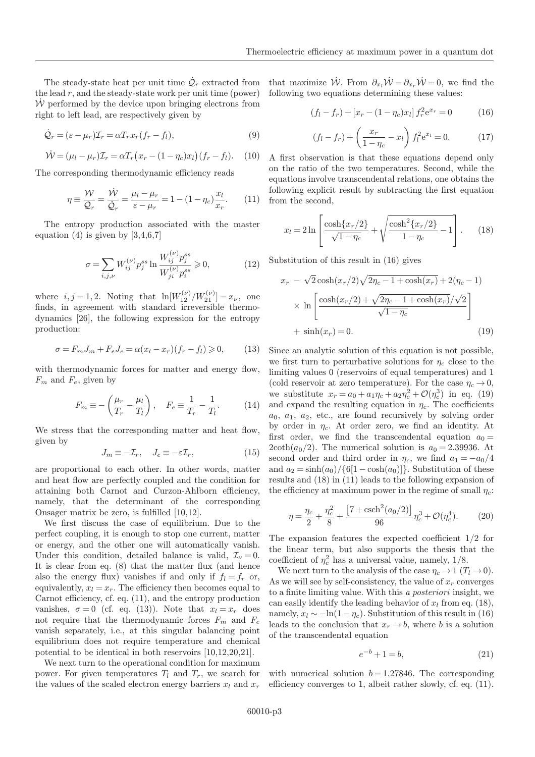The steady-state heat per unit time $\dot{\mathcal{Q}}_r$ extracted from the lead $r$, and the steady-state work per unit time (power) $\dot{\mathcal{W}}$ performed by the device upon bringing electrons from right to left lead, are respectively given by

$$\dot{\mathcal{Q}}_r = (\varepsilon - \mu_r)\mathcal{I}_r = \alpha T_r x_r (f_r - f_l), \tag{9}$$

$$\dot{\mathcal{W}} = (\mu_l - \mu_r)\mathcal{I}_r = \alpha T_r \big(x_r - (1-\eta_c)x_l\big)(f_r - f_l). \tag{10}$$

The corresponding thermodynamic efficiency reads

$$\eta \equiv \frac{\mathcal{W}}{\mathcal{Q}_r} = \frac{\dot{\mathcal{W}}}{\dot{\mathcal{Q}}_r} = \frac{\mu_l - \mu_r}{\varepsilon - \mu_r} = 1 - (1-\eta_c)\frac{x_l}{x_r}. \tag{11}$$

The entropy production associated with the master equation (4) is given by [3,4,6,7]

$$\sigma = \sum_{i,j,\nu} W_{ij}^{(\nu)} p_j^{ss} \ln \frac{W_{ij}^{(\nu)} p_j^{ss}}{W_{ji}^{(\nu)} p_i^{ss}} \geqslant 0, \tag{12}$$

where $i,j = 1,2$. Noting that $\ln[W_{12}^{(\nu)}/W_{21}^{(\nu)}] = x_\nu$, one finds, in agreement with standard irreversible thermodynamics [26], the following expression for the entropy production:

$$\sigma = F_m J_m + F_e J_e = \alpha(x_l - x_r)(f_r - f_l) \geqslant 0, \tag{13}$$

with thermodynamic forces for matter and energy flow, $F_m$ and $F_e$, given by

$$F_m \equiv -\left(\frac{\mu_r}{T_r} - \frac{\mu_l}{T_l}\right), \quad F_e \equiv \frac{1}{T_r} - \frac{1}{T_l}. \tag{14}$$

We stress that the corresponding matter and heat flow, given by

$$J_m \equiv -\mathcal{I}_r, \quad J_e \equiv -\varepsilon\mathcal{I}_r, \tag{15}$$

are proportional to each other. In other words, matter and heat flow are perfectly coupled and the condition for attaining both Carnot and Curzon-Ahlborn efficiency, namely, that the determinant of the corresponding Onsager matrix be zero, is fulfilled [10,12].

We first discuss the case of equilibrium. Due to the perfect coupling, it is enough to stop one current, matter or energy, and the other one will automatically vanish. Under this condition, detailed balance is valid, $\mathcal{I}_\nu = 0$. It is clear from eq. (8) that the matter flux (and hence also the energy flux) vanishes if and only if $f_l = f_r$ or, equivalently, $x_l = x_r$. The efficiency then becomes equal to Carnot efficiency, cf. eq. (11), and the entropy production vanishes, $\sigma = 0$ (cf. eq. (13)). Note that $x_l = x_r$ does not require that the thermodynamic forces $F_m$ and $F_e$ vanish separately, i.e., at this singular balancing point equilibrium does not require temperature and chemical potential to be identical in both reservoirs [10,12,20,21].

We next turn to the operational condition for maximum power. For given temperatures $T_l$ and $T_r$, we search for the values of the scaled electron energy barriers $x_l$ and $x_r$ that maximize $\dot{\mathcal{W}}$. From $\partial_{x_l}\dot{\mathcal{W}} = \partial_{x_r}\dot{\mathcal{W}} = 0$, we find the following two equations determining these values:

$$(f_l - f_r) + [x_r - (1-\eta_c)x_l]\, f_r^2 e^{x_r} = 0 \tag{16}$$

$$(f_l - f_r) + \left(\frac{x_r}{1-\eta_c} - x_l\right) f_l^2 e^{x_l} = 0. \tag{17}$$

A first observation is that these equations depend only on the ratio of the two temperatures. Second, while the equations involve transcendental relations, one obtains the following explicit result by subtracting the first equation from the second,

$$x_l = 2\ln\left[\frac{\cosh\{x_r/2\}}{\sqrt{1-\eta_c}} + \sqrt{\frac{\cosh^2\{x_r/2\}}{1-\eta_c} - 1}\right]. \tag{18}$$

Substitution of this result in (16) gives

$$\begin{aligned} x_r \; &- \; \sqrt{2}\cosh(x_r/2)\sqrt{2\eta_c - 1 + \cosh(x_r)} + 2(\eta_c - 1) \\ &\times \; \ln\left[\frac{\cosh(x_r/2) + \sqrt{2\eta_c - 1 + \cosh(x_r)}/\sqrt{2}}{\sqrt{1-\eta_c}}\right] \\ &+ \; \sinh(x_r) = 0. \end{aligned} \tag{19}$$

Since an analytic solution of this equation is not possible, we first turn to perturbative solutions for $\eta_c$ close to the limiting values 0 (reservoirs of equal temperatures) and 1 (cold reservoir at zero temperature). For the case $\eta_c \to 0$, we substitute $x_r = a_0 + a_1\eta_c + a_2\eta_c^2 + \mathcal{O}(\eta_c^3)$ in eq. (19) and expand the resulting equation in $\eta_c$. The coefficients $a_0$, $a_1$, $a_2$, etc., are found recursively by solving order by order in $\eta_c$. At order zero, we find an identity. At first order, we find the transcendental equation $a_0 = 2\coth(a_0/2)$. The numerical solution is $a_0 = 2.39936$. At second order and third order in $\eta_c$, we find $a_1 = -a_0/4$ and $a_2 = \sinh(a_0)/\{6[1-\cosh(a_0)]\}$. Substitution of these results and (18) in (11) leads to the following expansion of the efficiency at maximum power in the regime of small $\eta_c$:

$$\eta = \frac{\eta_c}{2} + \frac{\eta_c^2}{8} + \frac{\left[7 + \operatorname{csch}^2(a_0/2)\right]}{96}\eta_c^3 + \mathcal{O}(\eta_c^4). \tag{20}$$

The expansion features the expected coefficient 1/2 for the linear term, but also supports the thesis that the coefficient of $\eta_c^2$ has a universal value, namely, 1/8.

We next turn to the analysis of the case $\eta_c \to 1$ ($T_l \to 0$). As we will see by self-consistency, the value of $x_r$ converges to a finite limiting value. With this *a posteriori* insight, we can easily identify the leading behavior of $x_l$ from eq. (18), namely, $x_l \sim -\ln(1-\eta_c)$. Substitution of this result in (16) leads to the conclusion that $x_r \to b$, where $b$ is a solution of the transcendental equation

$$e^{-b} + 1 = b, \tag{21}$$

with numerical solution $b = 1.27846$. The corresponding efficiency converges to 1, albeit rather slowly, cf. eq. (11).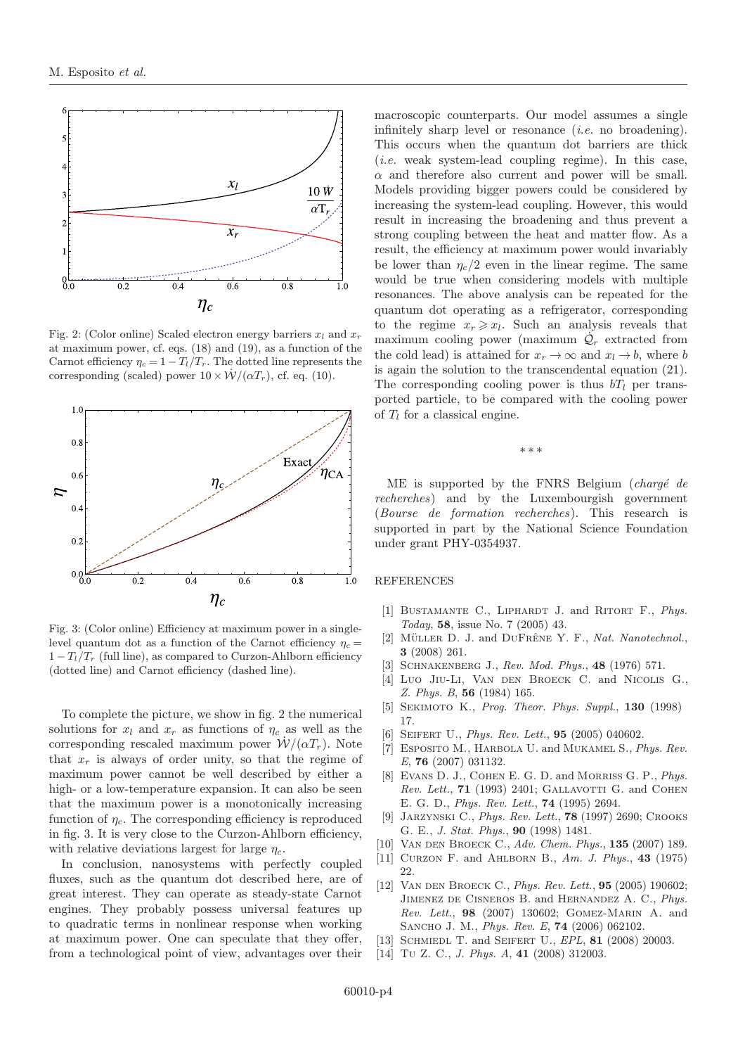Fig. 2: (Color online) Scaled electron energy barriers $x_l$ and $x_r$ at maximum power, cf. eqs. (18) and (19), as a function of the Carnot efficiency $\eta_c = 1 - T_l/T_r$. The dotted line represents the corresponding (scaled) power $10 \times \dot{\mathcal{W}}/(\alpha T_r)$, cf. eq. (10).

Fig. 3: (Color online) Efficiency at maximum power in a single-level quantum dot as a function of the Carnot efficiency $\eta_c = 1 - T_l/T_r$ (full line), as compared to Curzon-Ahlborn efficiency (dotted line) and Carnot efficiency (dashed line).

To complete the picture, we show in fig. 2 the numerical solutions for $x_l$ and $x_r$ as functions of $\eta_c$ as well as the corresponding rescaled maximum power $\dot{\mathcal{W}}/(\alpha T_r)$. Note that $x_r$ is always of order unity, so that the regime of maximum power cannot be well described by either a high- or a low-temperature expansion. It can also be seen that the maximum power is a monotonically increasing function of $\eta_c$. The corresponding efficiency is reproduced in fig. 3. It is very close to the Curzon-Ahlborn efficiency, with relative deviations largest for large $\eta_c$.

In conclusion, nanosystems with perfectly coupled fluxes, such as the quantum dot described here, are of great interest. They can operate as steady-state Carnot engines. They probably possess universal features up to quadratic terms in nonlinear response when working at maximum power. One can speculate that they offer, from a technological point of view, advantages over their macroscopic counterparts. Our model assumes a single infinitely sharp level or resonance (*i.e.* no broadening). This occurs when the quantum dot barriers are thick (*i.e.* weak system-lead coupling regime). In this case, $\alpha$ and therefore also current and power will be small. Models providing bigger powers could be considered by increasing the system-lead coupling. However, this would result in increasing the broadening and thus prevent a strong coupling between the heat and matter flow. As a result, the efficiency at maximum power would invariably be lower than $\eta_c/2$ even in the linear regime. The same would be true when considering models with multiple resonances. The above analysis can be repeated for the quantum dot operating as a refrigerator, corresponding to the regime $x_r \geqslant x_l$. Such an analysis reveals that maximum cooling power (maximum $\dot{\mathcal{Q}}_r$ extracted from the cold lead) is attained for $x_r \to \infty$ and $x_l \to b$, where $b$ is again the solution to the transcendental equation (21). The corresponding cooling power is thus $bT_l$ per transported particle, to be compared with the cooling power of $T_l$ for a classical engine.

\* \* \*

ME is supported by the FNRS Belgium (*chargé de recherches*) and by the Luxembourgish government (*Bourse de formation recherches*). This research is supported in part by the National Science Foundation under grant PHY-0354937.

## REFERENCES

[1] Bustamante C., Liphardt J. and Ritort F., *Phys. Today*, **58**, issue No. 7 (2005) 43.

[2] Müller D. J. and DuFrêne Y. F., *Nat. Nanotechnol.*, **3** (2008) 261.

[3] Schnakenberg J., *Rev. Mod. Phys.*, **48** (1976) 571.

[4] Luo Jiu-Li, Van den Broeck C. and Nicolis G., *Z. Phys. B*, **56** (1984) 165.

[5] Sekimoto K., *Prog. Theor. Phys. Suppl.*, **130** (1998) 17.

[6] Seifert U., *Phys. Rev. Lett.*, **95** (2005) 040602.

[7] Esposito M., Harbola U. and Mukamel S., *Phys. Rev. E*, **76** (2007) 031132.

[8] Evans D. J., Cohen E. G. D. and Morriss G. P., *Phys. Rev. Lett.*, **71** (1993) 2401; Gallavotti G. and Cohen E. G. D., *Phys. Rev. Lett.*, **74** (1995) 2694.

[9] Jarzynski C., *Phys. Rev. Lett.*, **78** (1997) 2690; Crooks G. E., *J. Stat. Phys.*, **90** (1998) 1481.

[10] Van den Broeck C., *Adv. Chem. Phys.*, **135** (2007) 189.

[11] Curzon F. and Ahlborn B., *Am. J. Phys.*, **43** (1975) 22.

[12] Van den Broeck C., *Phys. Rev. Lett.*, **95** (2005) 190602; Jimenez de Cisneros B. and Hernandez A. C., *Phys. Rev. Lett.*, **98** (2007) 130602; Gomez-Marin A. and Sancho J. M., *Phys. Rev. E*, **74** (2006) 062102.

[13] Schmiedl T. and Seifert U., *EPL*, **81** (2008) 20003.

[14] Tu Z. C., *J. Phys. A*, **41** (2008) 312003.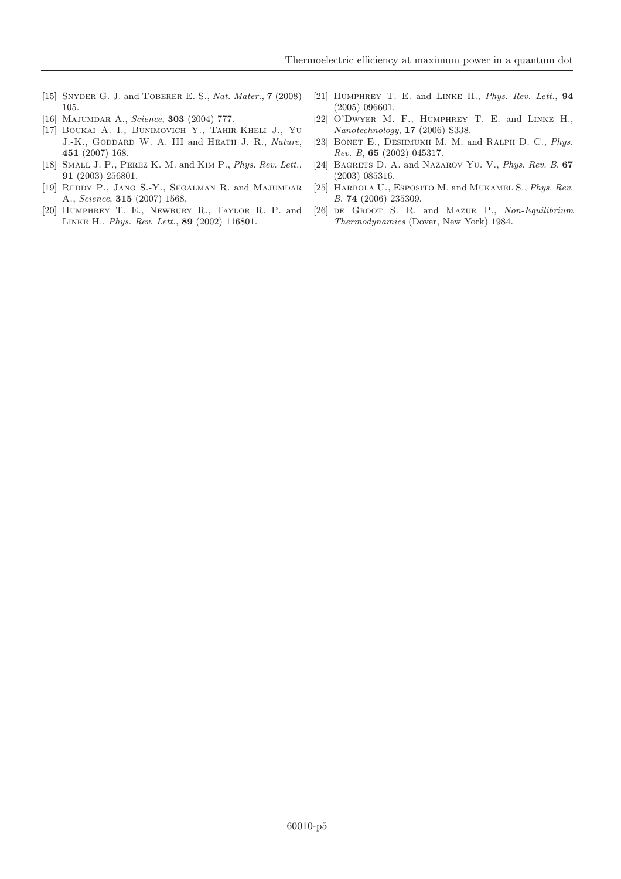[15] Snyder G. J. and Toberer E. S., *Nat. Mater.*, **7** (2008) 105.

[16] Majumdar A., *Science*, **303** (2004) 777.

[17] Boukai A. I., Bunimovich Y., Tahir-Kheli J., Yu J.-K., Goddard W. A. III and Heath J. R., *Nature*, **451** (2007) 168.

[18] Small J. P., Perez K. M. and Kim P., *Phys. Rev. Lett.*, **91** (2003) 256801.

[19] Reddy P., Jang S.-Y., Segalman R. and Majumdar A., *Science*, **315** (2007) 1568.

[20] Humphrey T. E., Newbury R., Taylor R. P. and Linke H., *Phys. Rev. Lett.*, **89** (2002) 116801.

[21] Humphrey T. E. and Linke H., *Phys. Rev. Lett.*, **94** (2005) 096601.

[22] O'Dwyer M. F., Humphrey T. E. and Linke H., *Nanotechnology*, **17** (2006) S338.

[23] Bonet E., Deshmukh M. M. and Ralph D. C., *Phys. Rev. B*, **65** (2002) 045317.

[24] Bagrets D. A. and Nazarov Yu. V., *Phys. Rev. B*, **67** (2003) 085316.

[25] Harbola U., Esposito M. and Mukamel S., *Phys. Rev. B*, **74** (2006) 235309.

[26] de Groot S. R. and Mazur P., *Non-Equilibrium Thermodynamics* (Dover, New York) 1984.